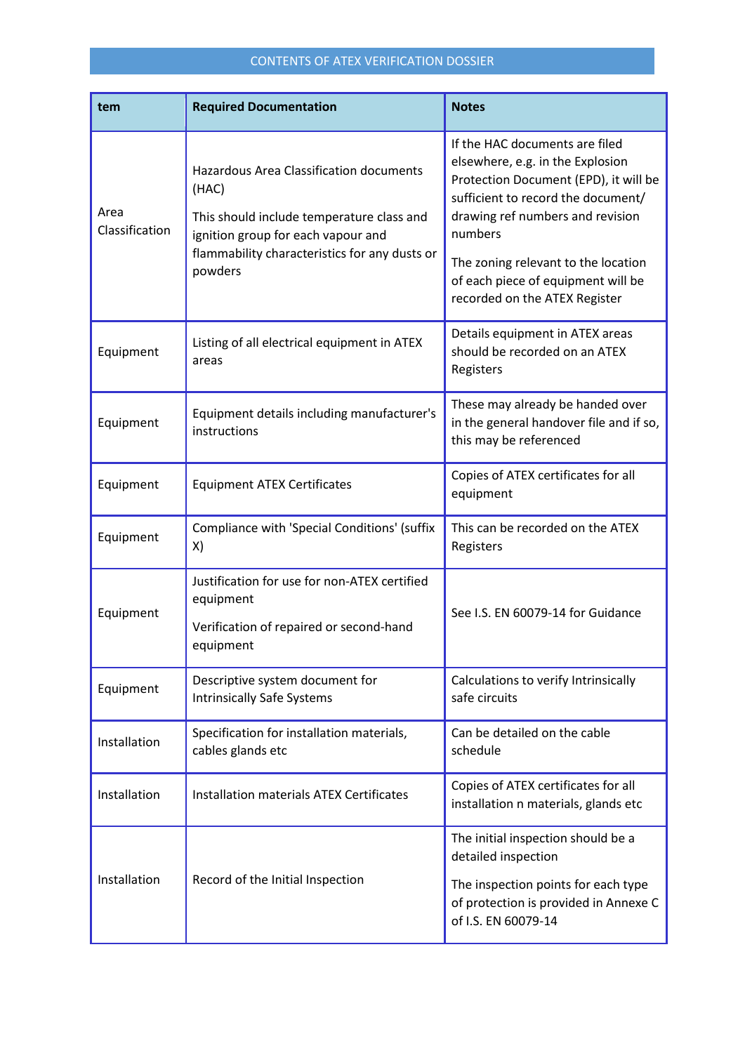## CONTENTS OF ATEX VERIFICATION DOSSIER

| tem | Required Documentation | Notes |
|---|---|---|
| Area Classification | Hazardous Area Classification documents (HAC)<br><br>This should include temperature class and ignition group for each vapour and flammability characteristics for any dusts or powders | If the HAC documents are filed elsewhere, e.g. in the Explosion Protection Document (EPD), it will be sufficient to record the document/ drawing ref numbers and revision numbers<br><br>The zoning relevant to the location of each piece of equipment will be recorded on the ATEX Register |
| Equipment | Listing of all electrical equipment in ATEX areas | Details equipment in ATEX areas should be recorded on an ATEX Registers |
| Equipment | Equipment details including manufacturer's instructions | These may already be handed over in the general handover file and if so, this may be referenced |
| Equipment | Equipment ATEX Certificates | Copies of ATEX certificates for all equipment |
| Equipment | Compliance with 'Special Conditions' (suffix X) | This can be recorded on the ATEX Registers |
| Equipment | Justification for use for non-ATEX certified equipment<br><br>Verification of repaired or second-hand equipment | See I.S. EN 60079-14 for Guidance |
| Equipment | Descriptive system document for Intrinsically Safe Systems | Calculations to verify Intrinsically safe circuits |
| Installation | Specification for installation materials, cables glands etc | Can be detailed on the cable schedule |
| Installation | Installation materials ATEX Certificates | Copies of ATEX certificates for all installation n materials, glands etc |
| Installation | Record of the Initial Inspection | The initial inspection should be a detailed inspection<br><br>The inspection points for each type of protection is provided in Annexe C of I.S. EN 60079-14 |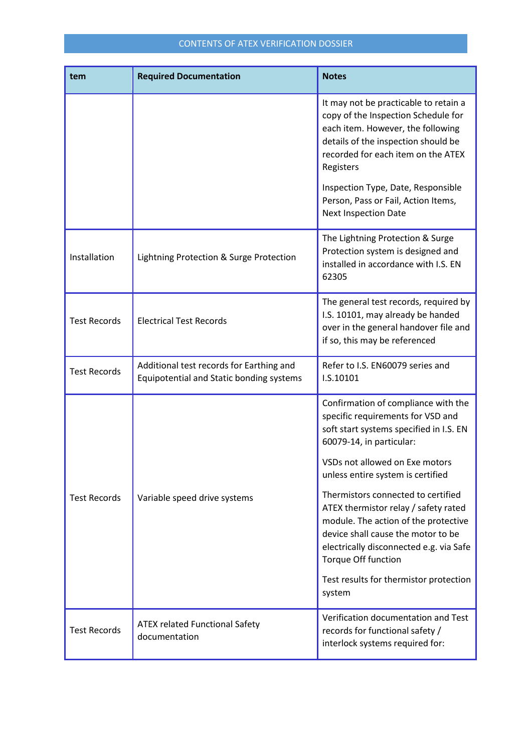CONTENTS OF ATEX VERIFICATION DOSSIER

| tem | Required Documentation | Notes |
|---|---|---|
| | | It may not be practicable to retain a copy of the Inspection Schedule for each item. However, the following details of the inspection should be recorded for each item on the ATEX Registers<br><br>Inspection Type, Date, Responsible Person, Pass or Fail, Action Items, Next Inspection Date |
| Installation | Lightning Protection & Surge Protection | The Lightning Protection & Surge Protection system is designed and installed in accordance with I.S. EN 62305 |
| Test Records | Electrical Test Records | The general test records, required by I.S. 10101, may already be handed over in the general handover file and if so, this may be referenced |
| Test Records | Additional test records for Earthing and Equipotential and Static bonding systems | Refer to I.S. EN60079 series and I.S.10101 |
| Test Records | Variable speed drive systems | Confirmation of compliance with the specific requirements for VSD and soft start systems specified in I.S. EN 60079-14, in particular:<br><br>VSDs not allowed on Exe motors unless entire system is certified<br><br>Thermistors connected to certified ATEX thermistor relay / safety rated module. The action of the protective device shall cause the motor to be electrically disconnected e.g. via Safe Torque Off function<br><br>Test results for thermistor protection system |
| Test Records | ATEX related Functional Safety documentation | Verification documentation and Test records for functional safety / interlock systems required for: |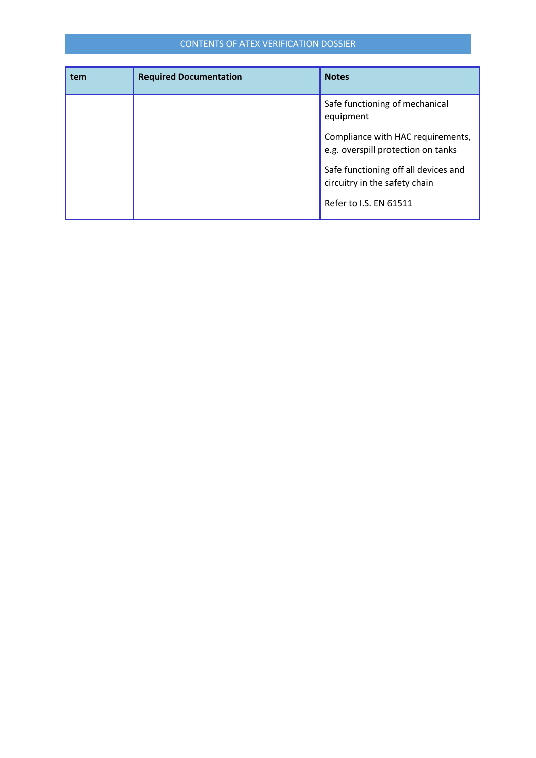CONTENTS OF ATEX VERIFICATION DOSSIER

| tem | Required Documentation | Notes |
|---|---|---|
| | | Safe functioning of mechanical equipment<br><br>Compliance with HAC requirements, e.g. overspill protection on tanks<br><br>Safe functioning off all devices and circuitry in the safety chain<br><br>Refer to I.S. EN 61511 |